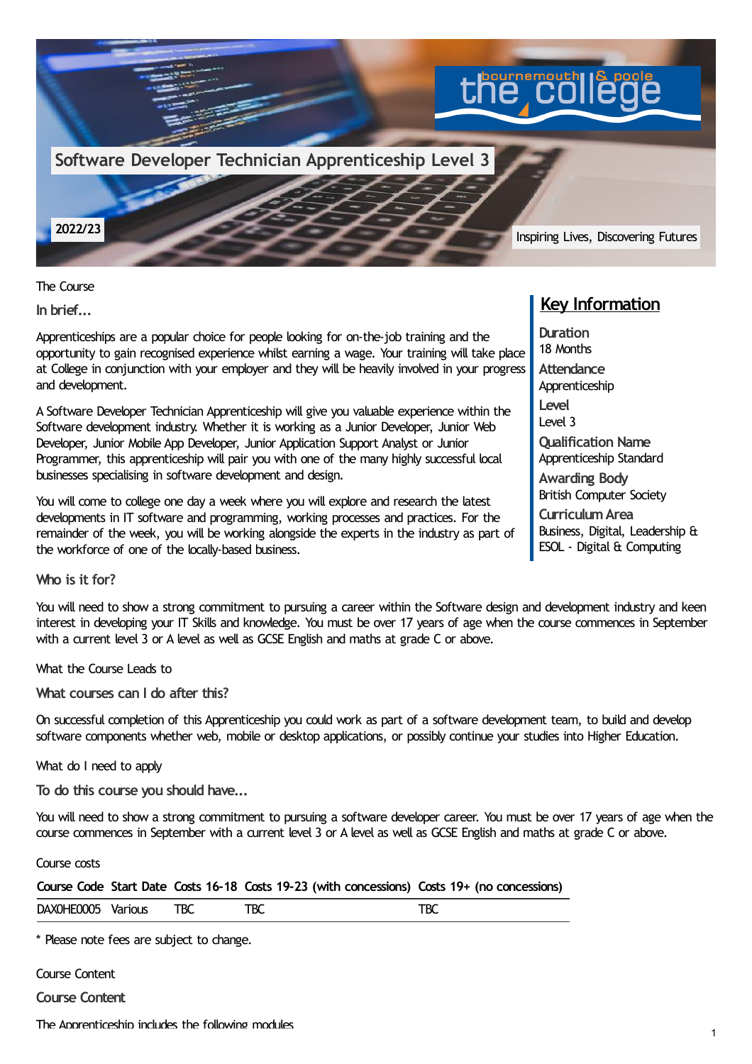# Software Developer Technician Apprenticeship Level 3

2022/23

Inspiring Lives, Discovering Futures

The Course

## In brief...

Apprenticeships are a popular choice for people looking for on-the-job training and the opportunity to gain recognised experience whilst earning a wage. Your training will take place at College in conjunction with your employer and they will be heavily involved in your progress and development.

A Software Developer Technician Apprenticeship will give you valuable experience within the Software development industry. Whether it is working as a Junior Developer, Junior Web Developer, Junior Mobile App Developer, Junior Application Support Analyst or Junior Programmer, this apprenticeship will pair you with one of the many highly successful local businesses specialising in software development and design.

You will come to college one day a week where you will explore and research the latest developments in IT software and programming, working processes and practices. For the remainder of the week, you will be working alongside the experts in the industry as part of the workforce of one of the locally-based business.

## Key Information

**Duration**
18 Months

**Attendance**
Apprenticeship

**Level**
Level 3

**Qualification Name**
Apprenticeship Standard

**Awarding Body**
British Computer Society

**Curriculum Area**
Business, Digital, Leadership & ESOL - Digital & Computing

## Who is it for?

You will need to show a strong commitment to pursuing a career within the Software design and development industry and keen interest in developing your IT Skills and knowledge. You must be over 17 years of age when the course commences in September with a current level 3 or A level as well as GCSE English and maths at grade C or above.

What the Course Leads to

## What courses can I do after this?

On successful completion of this Apprenticeship you could work as part of a software development team, to build and develop software components whether web, mobile or desktop applications, or possibly continue your studies into Higher Education.

What do I need to apply

## To do this course you should have...

You will need to show a strong commitment to pursuing a software developer career. You must be over 17 years of age when the course commences in September with a current level 3 or A level as well as GCSE English and maths at grade C or above.

Course costs

| Course Code | Start Date | Costs 16-18 | Costs 19-23 (with concessions) | Costs 19+ (no concessions) |
|---|---|---|---|---|
| DAX0HE0005 | Various | TBC | TBC | TBC |

* Please note fees are subject to change.

Course Content

## Course Content

The Apprenticeship includes the following modules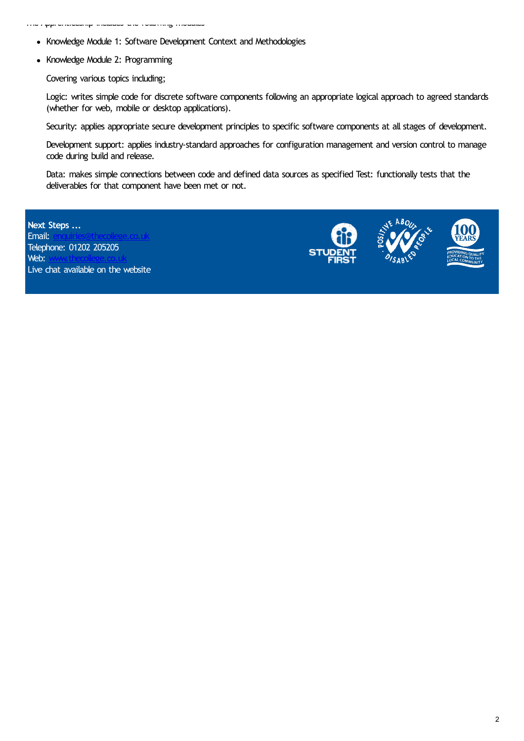The Apprenticeship includes the following modules

- Knowledge Module 1: Software Development Context and Methodologies
- Knowledge Module 2: Programming

  Covering various topics including;

  Logic: writes simple code for discrete software components following an appropriate logical approach to agreed standards (whether for web, mobile or desktop applications).

  Security: applies appropriate secure development principles to specific software components at all stages of development.

  Development support: applies industry-standard approaches for configuration management and version control to manage code during build and release.

  Data: makes simple connections between code and defined data sources as specified Test: functionally tests that the deliverables for that component have been met or not.

**Next Steps ...**
Email: enquiries@thecollege.co.uk
Telephone: 01202 205205
Web: www.thecollege.co.uk
Live chat available on the website